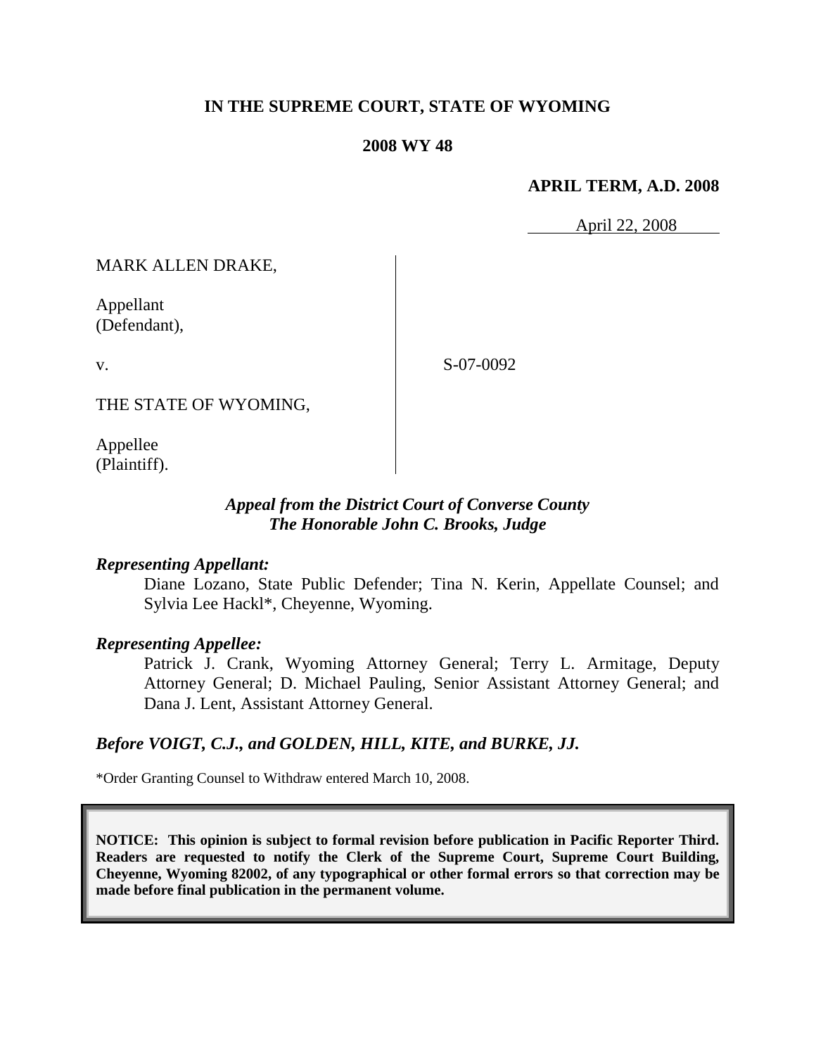**IN THE SUPREME COURT, STATE OF WYOMING**

**2008 WY 48**

**APRIL TERM, A.D. 2008**

April 22, 2008

MARK ALLEN DRAKE,

Appellant
(Defendant),

v.

THE STATE OF WYOMING,

Appellee
(Plaintiff).

S-07-0092

***Appeal from the District Court of Converse County***
***The Honorable John C. Brooks, Judge***

***Representing Appellant:***

Diane Lozano, State Public Defender; Tina N. Kerin, Appellate Counsel; and Sylvia Lee Hackl*, Cheyenne, Wyoming.

***Representing Appellee:***

Patrick J. Crank, Wyoming Attorney General; Terry L. Armitage, Deputy Attorney General; D. Michael Pauling, Senior Assistant Attorney General; and Dana J. Lent, Assistant Attorney General.

***Before VOIGT, C.J., and GOLDEN, HILL, KITE, and BURKE, JJ.***

*Order Granting Counsel to Withdraw entered March 10, 2008.

**NOTICE: This opinion is subject to formal revision before publication in Pacific Reporter Third. Readers are requested to notify the Clerk of the Supreme Court, Supreme Court Building, Cheyenne, Wyoming 82002, of any typographical or other formal errors so that correction may be made before final publication in the permanent volume.**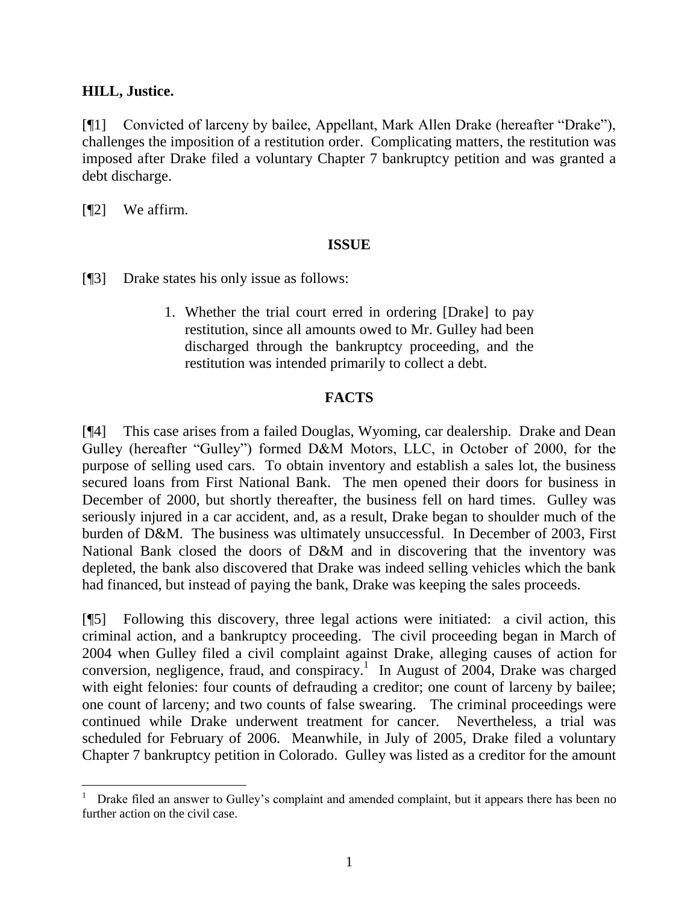**HILL, Justice.**

[¶1] Convicted of larceny by bailee, Appellant, Mark Allen Drake (hereafter "Drake"), challenges the imposition of a restitution order. Complicating matters, the restitution was imposed after Drake filed a voluntary Chapter 7 bankruptcy petition and was granted a debt discharge.

[¶2] We affirm.

## ISSUE

[¶3] Drake states his only issue as follows:

> 1. Whether the trial court erred in ordering [Drake] to pay restitution, since all amounts owed to Mr. Gulley had been discharged through the bankruptcy proceeding, and the restitution was intended primarily to collect a debt.

## FACTS

[¶4] This case arises from a failed Douglas, Wyoming, car dealership. Drake and Dean Gulley (hereafter "Gulley") formed D&M Motors, LLC, in October of 2000, for the purpose of selling used cars. To obtain inventory and establish a sales lot, the business secured loans from First National Bank. The men opened their doors for business in December of 2000, but shortly thereafter, the business fell on hard times. Gulley was seriously injured in a car accident, and, as a result, Drake began to shoulder much of the burden of D&M. The business was ultimately unsuccessful. In December of 2003, First National Bank closed the doors of D&M and in discovering that the inventory was depleted, the bank also discovered that Drake was indeed selling vehicles which the bank had financed, but instead of paying the bank, Drake was keeping the sales proceeds.

[¶5] Following this discovery, three legal actions were initiated: a civil action, this criminal action, and a bankruptcy proceeding. The civil proceeding began in March of 2004 when Gulley filed a civil complaint against Drake, alleging causes of action for conversion, negligence, fraud, and conspiracy.[1] In August of 2004, Drake was charged with eight felonies: four counts of defrauding a creditor; one count of larceny by bailee; one count of larceny; and two counts of false swearing. The criminal proceedings were continued while Drake underwent treatment for cancer. Nevertheless, a trial was scheduled for February of 2006. Meanwhile, in July of 2005, Drake filed a voluntary Chapter 7 bankruptcy petition in Colorado. Gulley was listed as a creditor for the amount

---

[1] Drake filed an answer to Gulley's complaint and amended complaint, but it appears there has been no further action on the civil case.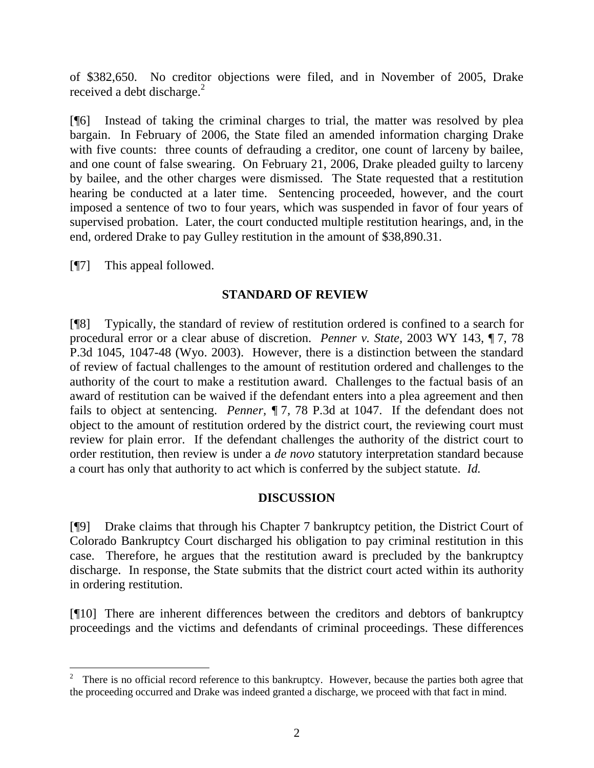of $382,650. No creditor objections were filed, and in November of 2005, Drake received a debt discharge.[2]

[¶6] Instead of taking the criminal charges to trial, the matter was resolved by plea bargain. In February of 2006, the State filed an amended information charging Drake with five counts: three counts of defrauding a creditor, one count of larceny by bailee, and one count of false swearing. On February 21, 2006, Drake pleaded guilty to larceny by bailee, and the other charges were dismissed. The State requested that a restitution hearing be conducted at a later time. Sentencing proceeded, however, and the court imposed a sentence of two to four years, which was suspended in favor of four years of supervised probation. Later, the court conducted multiple restitution hearings, and, in the end, ordered Drake to pay Gulley restitution in the amount of $38,890.31.

[¶7] This appeal followed.

## STANDARD OF REVIEW

[¶8] Typically, the standard of review of restitution ordered is confined to a search for procedural error or a clear abuse of discretion. *Penner v. State*, 2003 WY 143, ¶ 7, 78 P.3d 1045, 1047-48 (Wyo. 2003). However, there is a distinction between the standard of review of factual challenges to the amount of restitution ordered and challenges to the authority of the court to make a restitution award. Challenges to the factual basis of an award of restitution can be waived if the defendant enters into a plea agreement and then fails to object at sentencing. *Penner*, ¶ 7, 78 P.3d at 1047. If the defendant does not object to the amount of restitution ordered by the district court, the reviewing court must review for plain error. If the defendant challenges the authority of the district court to order restitution, then review is under a *de novo* statutory interpretation standard because a court has only that authority to act which is conferred by the subject statute. *Id.*

## DISCUSSION

[¶9] Drake claims that through his Chapter 7 bankruptcy petition, the District Court of Colorado Bankruptcy Court discharged his obligation to pay criminal restitution in this case. Therefore, he argues that the restitution award is precluded by the bankruptcy discharge. In response, the State submits that the district court acted within its authority in ordering restitution.

[¶10] There are inherent differences between the creditors and debtors of bankruptcy proceedings and the victims and defendants of criminal proceedings. These differences

---

[2] There is no official record reference to this bankruptcy. However, because the parties both agree that the proceeding occurred and Drake was indeed granted a discharge, we proceed with that fact in mind.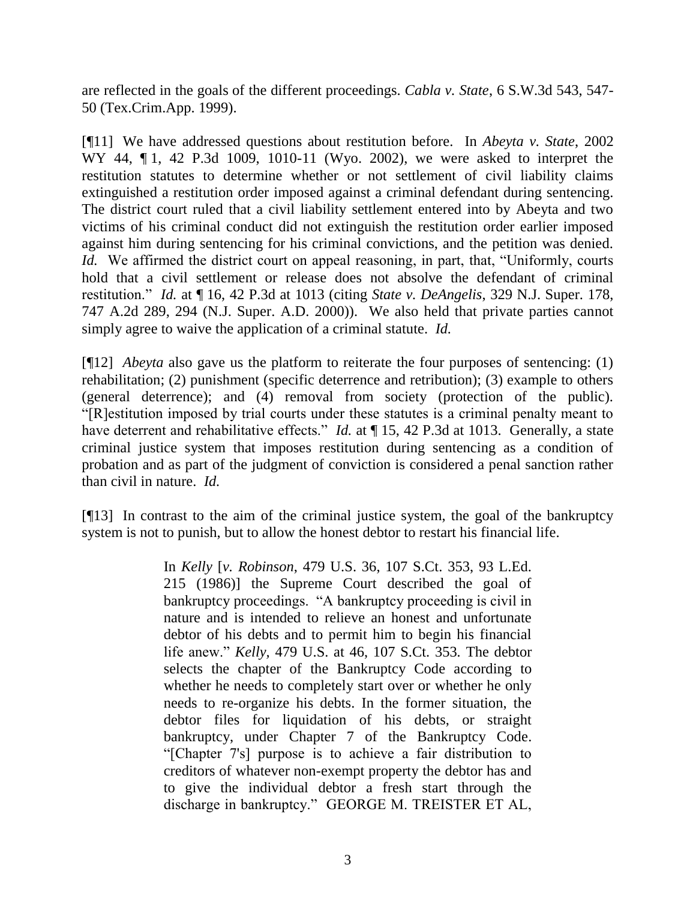are reflected in the goals of the different proceedings. *Cabla v. State*, 6 S.W.3d 543, 547-50 (Tex.Crim.App. 1999).

[¶11] We have addressed questions about restitution before. In *Abeyta v. State*, 2002 WY 44, ¶ 1, 42 P.3d 1009, 1010-11 (Wyo. 2002), we were asked to interpret the restitution statutes to determine whether or not settlement of civil liability claims extinguished a restitution order imposed against a criminal defendant during sentencing. The district court ruled that a civil liability settlement entered into by Abeyta and two victims of his criminal conduct did not extinguish the restitution order earlier imposed against him during sentencing for his criminal convictions, and the petition was denied. *Id.* We affirmed the district court on appeal reasoning, in part, that, "Uniformly, courts hold that a civil settlement or release does not absolve the defendant of criminal restitution." *Id.* at ¶ 16, 42 P.3d at 1013 (citing *State v. DeAngelis*, 329 N.J. Super. 178, 747 A.2d 289, 294 (N.J. Super. A.D. 2000)). We also held that private parties cannot simply agree to waive the application of a criminal statute. *Id.*

[¶12] *Abeyta* also gave us the platform to reiterate the four purposes of sentencing: (1) rehabilitation; (2) punishment (specific deterrence and retribution); (3) example to others (general deterrence); and (4) removal from society (protection of the public). "[R]estitution imposed by trial courts under these statutes is a criminal penalty meant to have deterrent and rehabilitative effects." *Id.* at ¶ 15, 42 P.3d at 1013. Generally, a state criminal justice system that imposes restitution during sentencing as a condition of probation and as part of the judgment of conviction is considered a penal sanction rather than civil in nature. *Id.*

[¶13] In contrast to the aim of the criminal justice system, the goal of the bankruptcy system is not to punish, but to allow the honest debtor to restart his financial life.

> In *Kelly* [*v. Robinson*, 479 U.S. 36, 107 S.Ct. 353, 93 L.Ed. 215 (1986)] the Supreme Court described the goal of bankruptcy proceedings. "A bankruptcy proceeding is civil in nature and is intended to relieve an honest and unfortunate debtor of his debts and to permit him to begin his financial life anew." *Kelly*, 479 U.S. at 46, 107 S.Ct. 353. The debtor selects the chapter of the Bankruptcy Code according to whether he needs to completely start over or whether he only needs to re-organize his debts. In the former situation, the debtor files for liquidation of his debts, or straight bankruptcy, under Chapter 7 of the Bankruptcy Code. "[Chapter 7's] purpose is to achieve a fair distribution to creditors of whatever non-exempt property the debtor has and to give the individual debtor a fresh start through the discharge in bankruptcy." GEORGE M. TREISTER ET AL,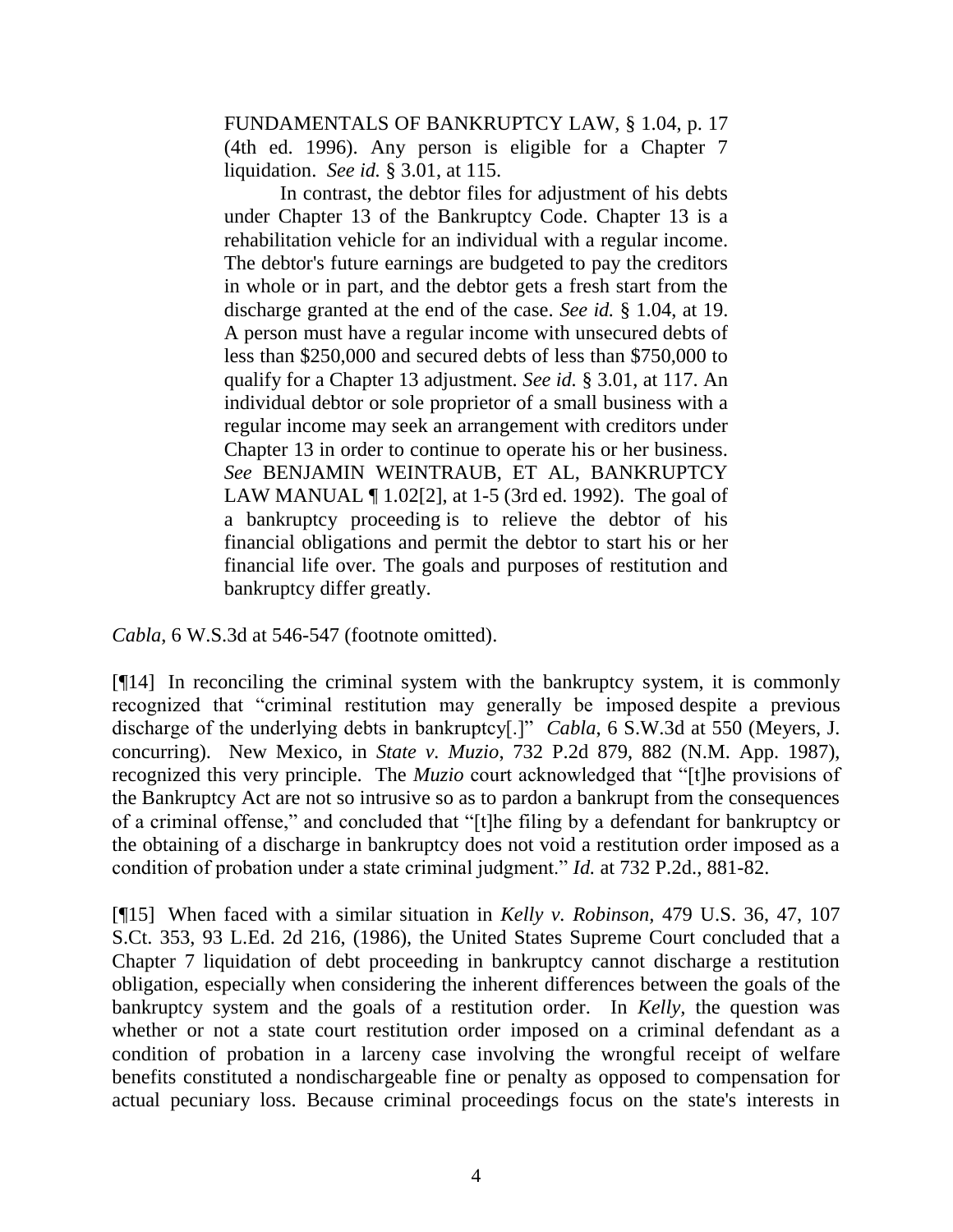> FUNDAMENTALS OF BANKRUPTCY LAW, § 1.04, p. 17 (4th ed. 1996). Any person is eligible for a Chapter 7 liquidation. *See id.* § 3.01, at 115.
>
> In contrast, the debtor files for adjustment of his debts under Chapter 13 of the Bankruptcy Code. Chapter 13 is a rehabilitation vehicle for an individual with a regular income. The debtor's future earnings are budgeted to pay the creditors in whole or in part, and the debtor gets a fresh start from the discharge granted at the end of the case. *See id.* § 1.04, at 19. A person must have a regular income with unsecured debts of less than $250,000 and secured debts of less than $750,000 to qualify for a Chapter 13 adjustment. *See id.* § 3.01, at 117. An individual debtor or sole proprietor of a small business with a regular income may seek an arrangement with creditors under Chapter 13 in order to continue to operate his or her business. *See* BENJAMIN WEINTRAUB, ET AL, BANKRUPTCY LAW MANUAL ¶ 1.02[2], at 1-5 (3rd ed. 1992). The goal of a bankruptcy proceeding is to relieve the debtor of his financial obligations and permit the debtor to start his or her financial life over. The goals and purposes of restitution and bankruptcy differ greatly.

*Cabla*, 6 W.S.3d at 546-547 (footnote omitted).

[¶14] In reconciling the criminal system with the bankruptcy system, it is commonly recognized that "criminal restitution may generally be imposed despite a previous discharge of the underlying debts in bankruptcy[.]" *Cabla*, 6 S.W.3d at 550 (Meyers, J. concurring). New Mexico, in *State v. Muzio*, 732 P.2d 879, 882 (N.M. App. 1987), recognized this very principle. The *Muzio* court acknowledged that "[t]he provisions of the Bankruptcy Act are not so intrusive so as to pardon a bankrupt from the consequences of a criminal offense," and concluded that "[t]he filing by a defendant for bankruptcy or the obtaining of a discharge in bankruptcy does not void a restitution order imposed as a condition of probation under a state criminal judgment." *Id.* at 732 P.2d., 881-82.

[¶15] When faced with a similar situation in *Kelly v. Robinson*, 479 U.S. 36, 47, 107 S.Ct. 353, 93 L.Ed. 2d 216, (1986), the United States Supreme Court concluded that a Chapter 7 liquidation of debt proceeding in bankruptcy cannot discharge a restitution obligation, especially when considering the inherent differences between the goals of the bankruptcy system and the goals of a restitution order. In *Kelly*, the question was whether or not a state court restitution order imposed on a criminal defendant as a condition of probation in a larceny case involving the wrongful receipt of welfare benefits constituted a nondischargeable fine or penalty as opposed to compensation for actual pecuniary loss. Because criminal proceedings focus on the state's interests in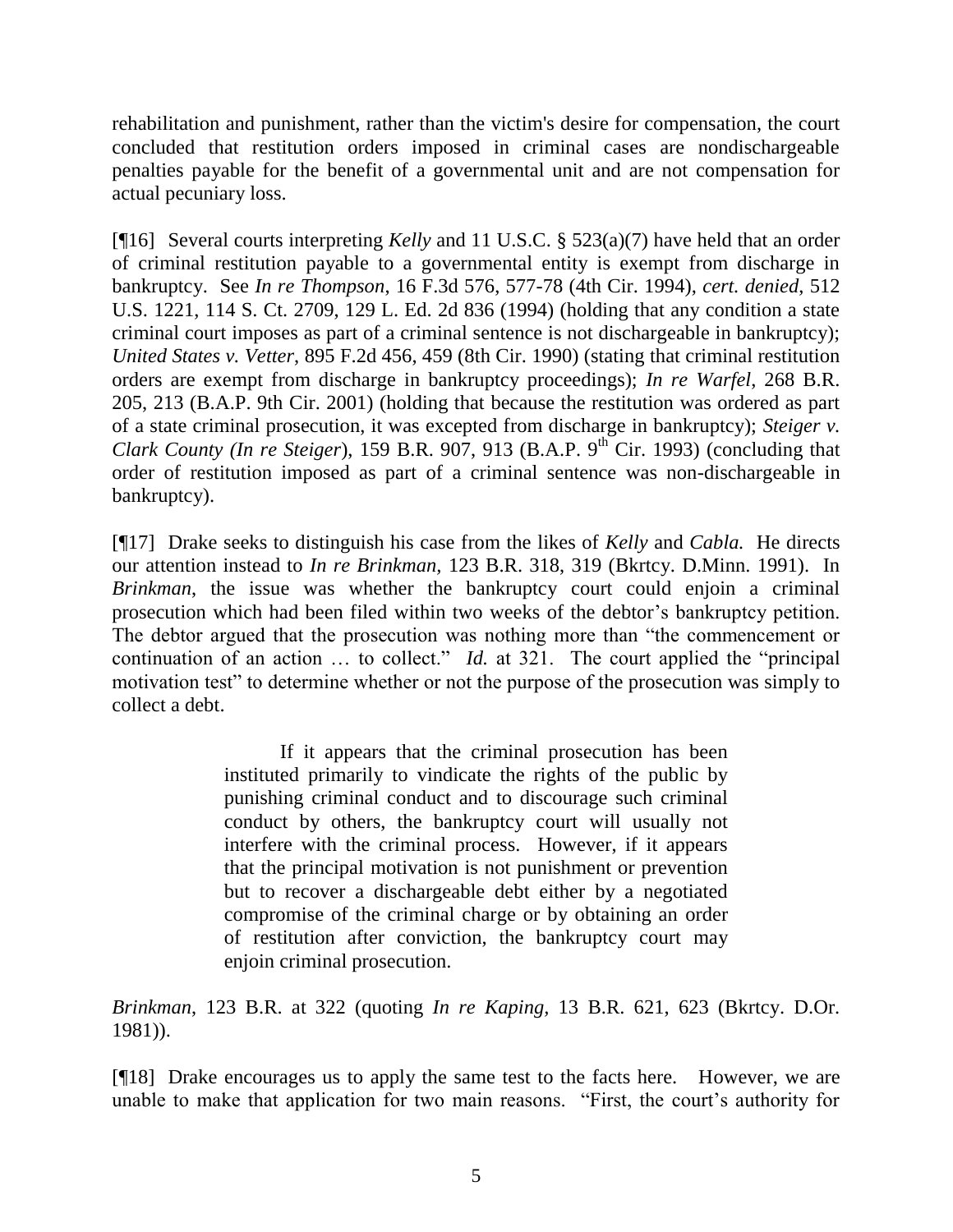rehabilitation and punishment, rather than the victim's desire for compensation, the court concluded that restitution orders imposed in criminal cases are nondischargeable penalties payable for the benefit of a governmental unit and are not compensation for actual pecuniary loss.

[¶16] Several courts interpreting *Kelly* and 11 U.S.C. § 523(a)(7) have held that an order of criminal restitution payable to a governmental entity is exempt from discharge in bankruptcy. See *In re Thompson*, 16 F.3d 576, 577-78 (4th Cir. 1994), *cert. denied*, 512 U.S. 1221, 114 S. Ct. 2709, 129 L. Ed. 2d 836 (1994) (holding that any condition a state criminal court imposes as part of a criminal sentence is not dischargeable in bankruptcy); *United States v. Vetter*, 895 F.2d 456, 459 (8th Cir. 1990) (stating that criminal restitution orders are exempt from discharge in bankruptcy proceedings); *In re Warfel*, 268 B.R. 205, 213 (B.A.P. 9th Cir. 2001) (holding that because the restitution was ordered as part of a state criminal prosecution, it was excepted from discharge in bankruptcy); *Steiger v. Clark County (In re Steiger*), 159 B.R. 907, 913 (B.A.P. 9th Cir. 1993) (concluding that order of restitution imposed as part of a criminal sentence was non-dischargeable in bankruptcy).

[¶17] Drake seeks to distinguish his case from the likes of *Kelly* and *Cabla.* He directs our attention instead to *In re Brinkman*, 123 B.R. 318, 319 (Bkrtcy. D.Minn. 1991). In *Brinkman*, the issue was whether the bankruptcy court could enjoin a criminal prosecution which had been filed within two weeks of the debtor's bankruptcy petition. The debtor argued that the prosecution was nothing more than "the commencement or continuation of an action … to collect." *Id.* at 321. The court applied the "principal motivation test" to determine whether or not the purpose of the prosecution was simply to collect a debt.

> If it appears that the criminal prosecution has been instituted primarily to vindicate the rights of the public by punishing criminal conduct and to discourage such criminal conduct by others, the bankruptcy court will usually not interfere with the criminal process. However, if it appears that the principal motivation is not punishment or prevention but to recover a dischargeable debt either by a negotiated compromise of the criminal charge or by obtaining an order of restitution after conviction, the bankruptcy court may enjoin criminal prosecution.

*Brinkman*, 123 B.R. at 322 (quoting *In re Kaping*, 13 B.R. 621, 623 (Bkrtcy. D.Or. 1981)).

[¶18] Drake encourages us to apply the same test to the facts here. However, we are unable to make that application for two main reasons. "First, the court's authority for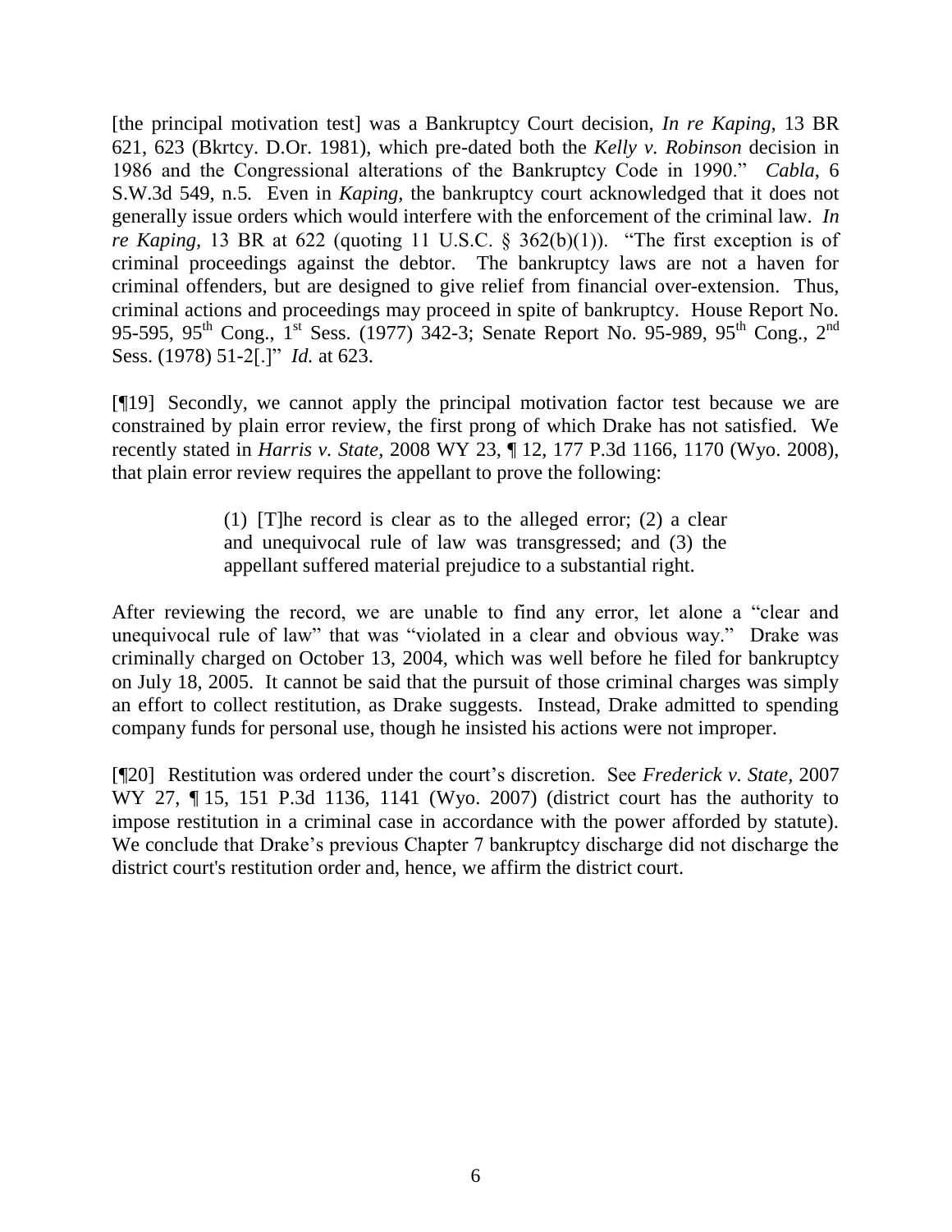[the principal motivation test] was a Bankruptcy Court decision, *In re Kaping*, 13 BR 621, 623 (Bkrtcy. D.Or. 1981), which pre-dated both the *Kelly v. Robinson* decision in 1986 and the Congressional alterations of the Bankruptcy Code in 1990." *Cabla*, 6 S.W.3d 549, n.5. Even in *Kaping*, the bankruptcy court acknowledged that it does not generally issue orders which would interfere with the enforcement of the criminal law. *In re Kaping*, 13 BR at 622 (quoting 11 U.S.C. § 362(b)(1)). "The first exception is of criminal proceedings against the debtor. The bankruptcy laws are not a haven for criminal offenders, but are designed to give relief from financial over-extension. Thus, criminal actions and proceedings may proceed in spite of bankruptcy. House Report No. 95-595, 95th Cong., 1st Sess. (1977) 342-3; Senate Report No. 95-989, 95th Cong., 2nd Sess. (1978) 51-2[.]" *Id.* at 623.

[¶19] Secondly, we cannot apply the principal motivation factor test because we are constrained by plain error review, the first prong of which Drake has not satisfied. We recently stated in *Harris v. State*, 2008 WY 23, ¶ 12, 177 P.3d 1166, 1170 (Wyo. 2008), that plain error review requires the appellant to prove the following:

> (1) [T]he record is clear as to the alleged error; (2) a clear and unequivocal rule of law was transgressed; and (3) the appellant suffered material prejudice to a substantial right.

After reviewing the record, we are unable to find any error, let alone a "clear and unequivocal rule of law" that was "violated in a clear and obvious way." Drake was criminally charged on October 13, 2004, which was well before he filed for bankruptcy on July 18, 2005. It cannot be said that the pursuit of those criminal charges was simply an effort to collect restitution, as Drake suggests. Instead, Drake admitted to spending company funds for personal use, though he insisted his actions were not improper.

[¶20] Restitution was ordered under the court's discretion. See *Frederick v. State*, 2007 WY 27, ¶ 15, 151 P.3d 1136, 1141 (Wyo. 2007) (district court has the authority to impose restitution in a criminal case in accordance with the power afforded by statute). We conclude that Drake's previous Chapter 7 bankruptcy discharge did not discharge the district court's restitution order and, hence, we affirm the district court.